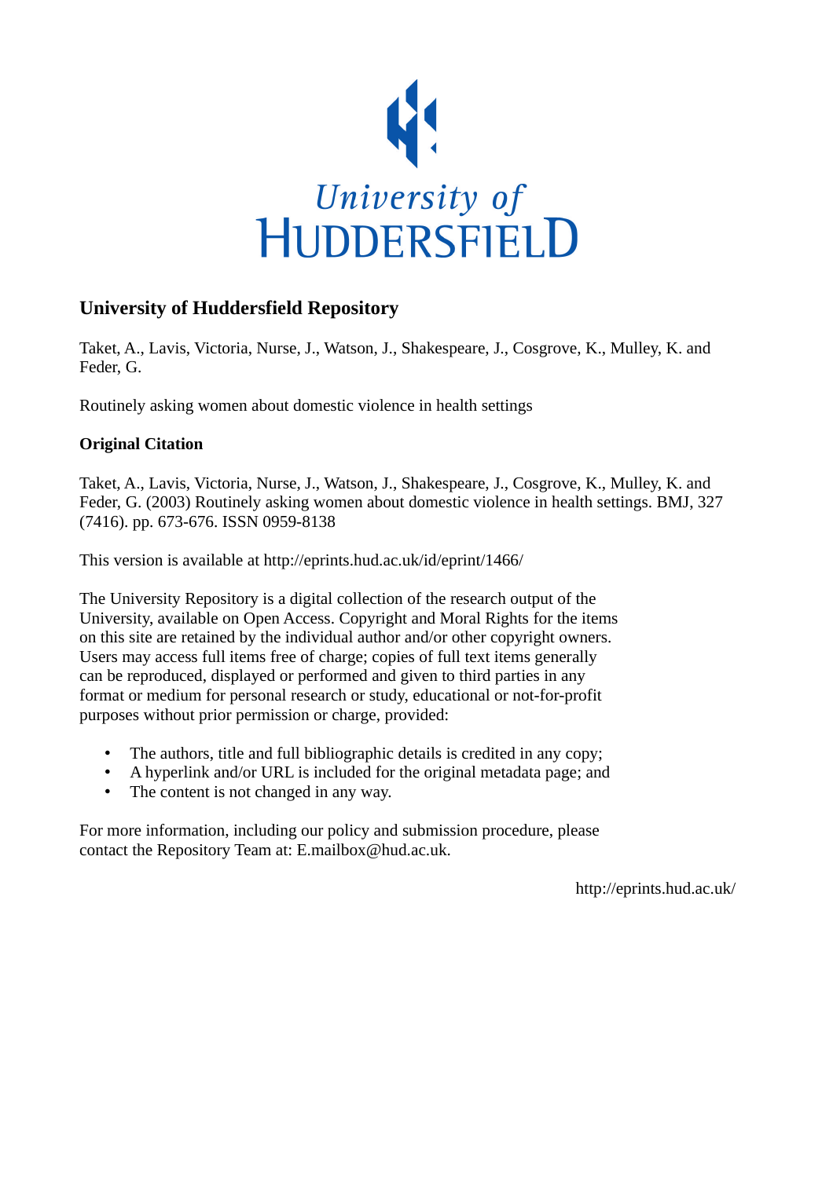University of HUDDERSFIELD

## University of Huddersfield Repository

Taket, A., Lavis, Victoria, Nurse, J., Watson, J., Shakespeare, J., Cosgrove, K., Mulley, K. and Feder, G.

Routinely asking women about domestic violence in health settings

### Original Citation

Taket, A., Lavis, Victoria, Nurse, J., Watson, J., Shakespeare, J., Cosgrove, K., Mulley, K. and Feder, G. (2003) Routinely asking women about domestic violence in health settings. BMJ, 327 (7416). pp. 673-676. ISSN 0959-8138

This version is available at http://eprints.hud.ac.uk/id/eprint/1466/

The University Repository is a digital collection of the research output of the University, available on Open Access. Copyright and Moral Rights for the items on this site are retained by the individual author and/or other copyright owners. Users may access full items free of charge; copies of full text items generally can be reproduced, displayed or performed and given to third parties in any format or medium for personal research or study, educational or not-for-profit purposes without prior permission or charge, provided:

- The authors, title and full bibliographic details is credited in any copy;
- A hyperlink and/or URL is included for the original metadata page; and
- The content is not changed in any way.

For more information, including our policy and submission procedure, please contact the Repository Team at: E.mailbox@hud.ac.uk.

http://eprints.hud.ac.uk/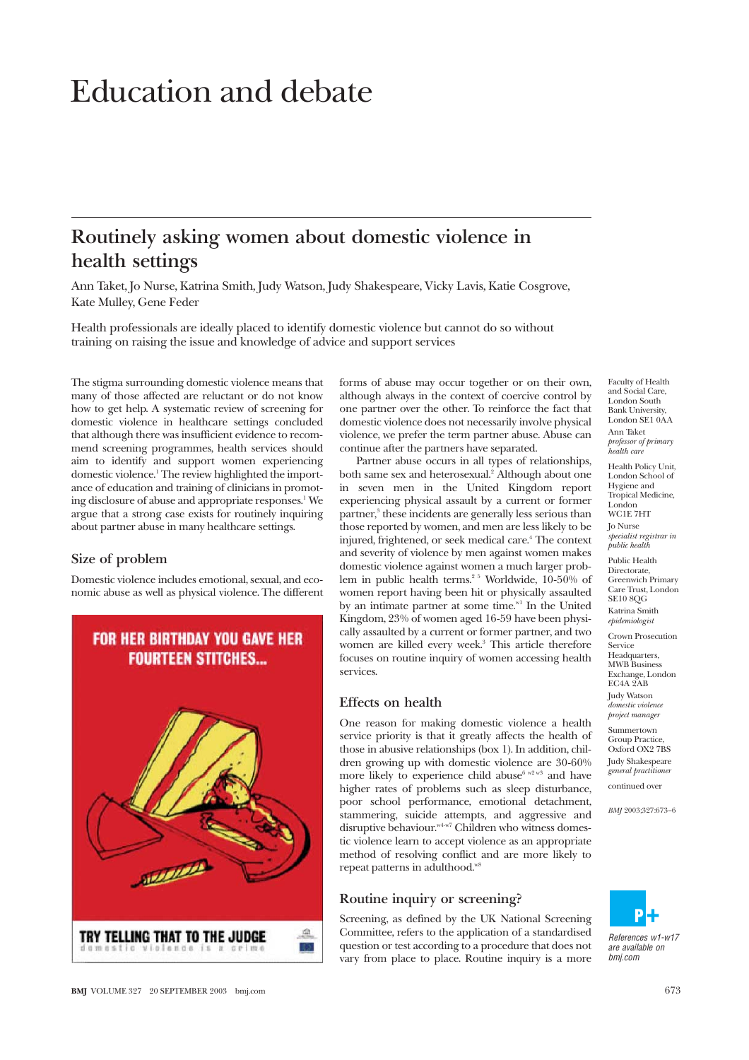# Education and debate

## Routinely asking women about domestic violence in health settings

Ann Taket, Jo Nurse, Katrina Smith, Judy Watson, Judy Shakespeare, Vicky Lavis, Katie Cosgrove, Kate Mulley, Gene Feder

Health professionals are ideally placed to identify domestic violence but cannot do so without training on raising the issue and knowledge of advice and support services

The stigma surrounding domestic violence means that many of those affected are reluctant or do not know how to get help. A systematic review of screening for domestic violence in healthcare settings concluded that although there was insufficient evidence to recommend screening programmes, health services should aim to identify and support women experiencing domestic violence.[1] The review highlighted the importance of education and training of clinicians in promoting disclosure of abuse and appropriate responses.[1] We argue that a strong case exists for routinely inquiring about partner abuse in many healthcare settings.

### Size of problem

Domestic violence includes emotional, sexual, and economic abuse as well as physical violence. The different forms of abuse may occur together or on their own, although always in the context of coercive control by one partner over the other. To reinforce the fact that domestic violence does not necessarily involve physical violence, we prefer the term partner abuse. Abuse can continue after the partners have separated.

Partner abuse occurs in all types of relationships, both same sex and heterosexual.[2] Although about one in seven men in the United Kingdom report experiencing physical assault by a current or former partner,[3] these incidents are generally less serious than those reported by women, and men are less likely to be injured, frightened, or seek medical care.[4] The context and severity of violence by men against women makes domestic violence against women a much larger problem in public health terms.[2 5] Worldwide, 10-50% of women report having been hit or physically assaulted by an intimate partner at some time.[w1] In the United Kingdom, 23% of women aged 16-59 have been physically assaulted by a current or former partner, and two women are killed every week.[3] This article therefore focuses on routine inquiry of women accessing health services.

FOR HER BIRTHDAY YOU GAVE HER FOURTEEN STITCHES...

TRY TELLING THAT TO THE JUDGE
domestic violence is a crime

### Effects on health

One reason for making domestic violence a health service priority is that it greatly affects the health of those in abusive relationships (box 1). In addition, children growing up with domestic violence are 30-60% more likely to experience child abuse[6 w2 w3] and have higher rates of problems such as sleep disturbance, poor school performance, emotional detachment, stammering, suicide attempts, and aggressive and disruptive behaviour.[w4-w7] Children who witness domestic violence learn to accept violence as an appropriate method of resolving conflict and are more likely to repeat patterns in adulthood.[w8]

### Routine inquiry or screening?

Screening, as defined by the UK National Screening Committee, refers to the application of a standardised question or test according to a procedure that does not vary from place to place. Routine inquiry is a more

Faculty of Health and Social Care, London South Bank University, London SE1 0AA
Ann Taket *professor of primary health care*

Health Policy Unit, London School of Hygiene and Tropical Medicine, London WC1E 7HT
Jo Nurse *specialist registrar in public health*

Public Health Directorate, Greenwich Primary Care Trust, London SE10 8QG
Katrina Smith *epidemiologist*

Crown Prosecution Service Headquarters, MWB Business Exchange, London EC4A 2AB
Judy Watson *domestic violence project manager*

Summertown Group Practice, Oxford OX2 7BS
Judy Shakespeare *general practitioner*

continued over

BMJ 2003;327:673–6

References w1-w17 are available on bmj.com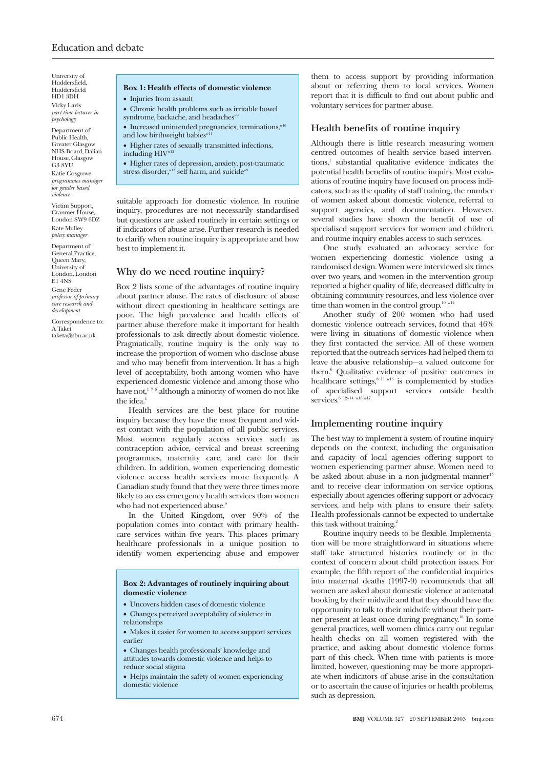University of Huddersfield, Huddersfield HD1 3DH

Vicky Lavis *part time lecturer in psychology*

Department of Public Health, Greater Glasgow NHS Board, Dalian House, Glasgow G3 8YU

Katie Cosgrove *programmes manager for gender based violence*

Victim Support, Cranmer House, London SW9 6DZ

Kate Mulley *policy manager*

Department of General Practice, Queen Mary, University of London, London E1 4NS

Gene Feder *professor of primary care research and development*

Correspondence to: A Taket taketa@sbu.ac.uk

**Box 1: Health effects of domestic violence**

- Injuries from assault
- Chronic health problems such as irritable bowel syndrome, backache, and headaches[w9]
- Increased unintended pregnancies, terminations,[w10] and low birthweight babies[w11]
- Higher rates of sexually transmitted infections, including HIV[w12]
- Higher rates of depression, anxiety, post-traumatic stress disorder,[w13] self harm, and suicide[w9]

suitable approach for domestic violence. In routine inquiry, procedures are not necessarily standardised but questions are asked routinely in certain settings or if indicators of abuse arise. Further research is needed to clarify when routine inquiry is appropriate and how best to implement it.

## Why do we need routine inquiry?

Box 2 lists some of the advantages of routine inquiry about partner abuse. The rates of disclosure of abuse without direct questioning in healthcare settings are poor. The high prevalence and health effects of partner abuse therefore make it important for health professionals to ask directly about domestic violence. Pragmatically, routine inquiry is the only way to increase the proportion of women who disclose abuse and who may benefit from intervention. It has a high level of acceptability, both among women who have experienced domestic violence and among those who have not,[1 7 8] although a minority of women do not like the idea.[1]

Health services are the best place for routine inquiry because they have the most frequent and widest contact with the population of all public services. Most women regularly access services such as contraception advice, cervical and breast screening programmes, maternity care, and care for their children. In addition, women experiencing domestic violence access health services more frequently. A Canadian study found that they were three times more likely to access emergency health services than women who had not experienced abuse.[9]

In the United Kingdom, over 90% of the population comes into contact with primary healthcare services within five years. This places primary healthcare professionals in a unique position to identify women experiencing abuse and empower them to access support by providing information about or referring them to local services. Women report that it is difficult to find out about public and voluntary services for partner abuse.

**Box 2: Advantages of routinely inquiring about domestic violence**

- Uncovers hidden cases of domestic violence
- Changes perceived acceptability of violence in relationships
- Makes it easier for women to access support services earlier
- Changes health professionals' knowledge and attitudes towards domestic violence and helps to reduce social stigma
- Helps maintain the safety of women experiencing domestic violence

## Health benefits of routine inquiry

Although there is little research measuring women centred outcomes of health service based interventions,[1] substantial qualitative evidence indicates the potential health benefits of routine inquiry. Most evaluations of routine inquiry have focused on process indicators, such as the quality of staff training, the number of women asked about domestic violence, referral to support agencies, and documentation. However, several studies have shown the benefit of use of specialised support services for women and children, and routine inquiry enables access to such services.

One study evaluated an advocacy service for women experiencing domestic violence using a randomised design. Women were interviewed six times over two years, and women in the intervention group reported a higher quality of life, decreased difficulty in obtaining community resources, and less violence over time than women in the control group.[10 w14]

Another study of 200 women who had used domestic violence outreach services, found that 46% were living in situations of domestic violence when they first contacted the service. All of these women reported that the outreach services had helped them to leave the abusive relationship—a valued outcome for them.[6] Qualitative evidence of positive outcomes in healthcare settings,[8 11 w15] is complemented by studies of specialised support services outside health services.[6 12–14 w16 w17]

## Implementing routine inquiry

The best way to implement a system of routine inquiry depends on the context, including the organisation and capacity of local agencies offering support to women experiencing partner abuse. Women need to be asked about abuse in a non-judgmental manner[15] and to receive clear information on service options, especially about agencies offering support or advocacy services, and help with plans to ensure their safety. Health professionals cannot be expected to undertake this task without training.[2]

Routine inquiry needs to be flexible. Implementation will be more straightforward in situations where staff take structured histories routinely or in the context of concern about child protection issues. For example, the fifth report of the confidential inquiries into maternal deaths (1997-9) recommends that all women are asked about domestic violence at antenatal booking by their midwife and that they should have the opportunity to talk to their midwife without their partner present at least once during pregnancy.[16] In some general practices, well women clinics carry out regular health checks on all women registered with the practice, and asking about domestic violence forms part of this check. When time with patients is more limited, however, questioning may be more appropriate when indicators of abuse arise in the consultation or to ascertain the cause of injuries or health problems, such as depression.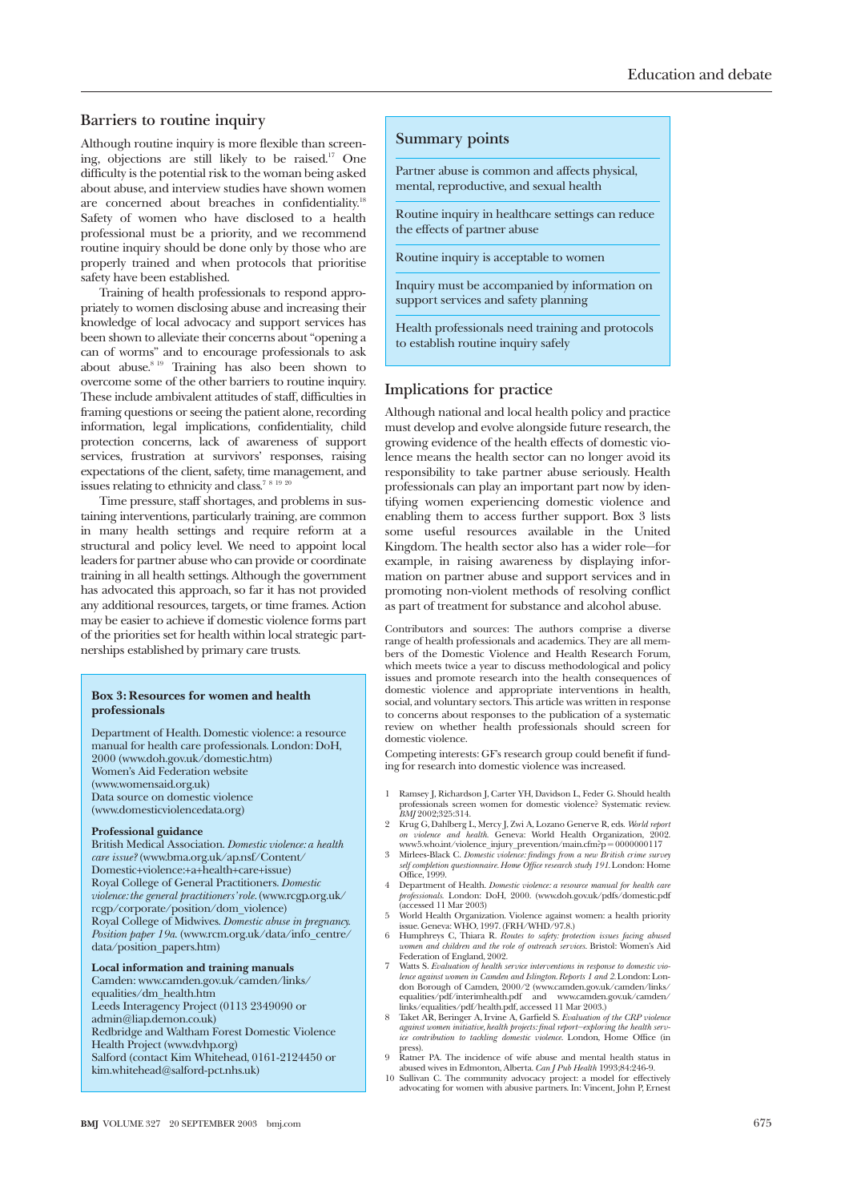## Barriers to routine inquiry

Although routine inquiry is more flexible than screening, objections are still likely to be raised.[17] One difficulty is the potential risk to the woman being asked about abuse, and interview studies have shown women are concerned about breaches in confidentiality.[18] Safety of women who have disclosed to a health professional must be a priority, and we recommend routine inquiry should be done only by those who are properly trained and when protocols that prioritise safety have been established.

Training of health professionals to respond appropriately to women disclosing abuse and increasing their knowledge of local advocacy and support services has been shown to alleviate their concerns about "opening a can of worms" and to encourage professionals to ask about abuse.[8 19] Training has also been shown to overcome some of the other barriers to routine inquiry. These include ambivalent attitudes of staff, difficulties in framing questions or seeing the patient alone, recording information, legal implications, confidentiality, child protection concerns, lack of awareness of support services, frustration at survivors' responses, raising expectations of the client, safety, time management, and issues relating to ethnicity and class.[7 8 19 20]

Time pressure, staff shortages, and problems in sustaining interventions, particularly training, are common in many health settings and require reform at a structural and policy level. We need to appoint local leaders for partner abuse who can provide or coordinate training in all health settings. Although the government has advocated this approach, so far it has not provided any additional resources, targets, or time frames. Action may be easier to achieve if domestic violence forms part of the priorities set for health within local strategic partnerships established by primary care trusts.

**Box 3: Resources for women and health professionals**

Department of Health. Domestic violence: a resource manual for health care professionals. London: DoH, 2000 (www.doh.gov.uk/domestic.htm)
Women's Aid Federation website (www.womensaid.org.uk)
Data source on domestic violence (www.domesticviolencedata.org)

**Professional guidance**
British Medical Association. *Domestic violence: a health care issue?* (www.bma.org.uk/ap.nsf/Content/Domestic+violence:+a+health+care+issue)
Royal College of General Practitioners. *Domestic violence: the general practitioners' role*. (www.rcgp.org.uk/rcgp/corporate/position/dom_violence)
Royal College of Midwives. *Domestic abuse in pregnancy. Position paper 19a*. (www.rcm.org.uk/data/info_centre/data/position_papers.htm)

**Local information and training manuals**
Camden: www.camden.gov.uk/camden/links/equalities/dm_health.htm
Leeds Interagency Project (0113 2349090 or admin@liap.demon.co.uk)
Redbridge and Waltham Forest Domestic Violence Health Project (www.dvhp.org)
Salford (contact Kim Whitehead, 0161-2124450 or kim.whitehead@salford-pct.nhs.uk)

### Summary points

Partner abuse is common and affects physical, mental, reproductive, and sexual health

Routine inquiry in healthcare settings can reduce the effects of partner abuse

Routine inquiry is acceptable to women

Inquiry must be accompanied by information on support services and safety planning

Health professionals need training and protocols to establish routine inquiry safely

## Implications for practice

Although national and local health policy and practice must develop and evolve alongside future research, the growing evidence of the health effects of domestic violence means the health sector can no longer avoid its responsibility to take partner abuse seriously. Health professionals can play an important part now by identifying women experiencing domestic violence and enabling them to access further support. Box 3 lists some useful resources available in the United Kingdom. The health sector also has a wider role—for example, in raising awareness by displaying information on partner abuse and support services and in promoting non-violent methods of resolving conflict as part of treatment for substance and alcohol abuse.

Contributors and sources: The authors comprise a diverse range of health professionals and academics. They are all members of the Domestic Violence and Health Research Forum, which meets twice a year to discuss methodological and policy issues and promote research into the health consequences of domestic violence and appropriate interventions in health, social, and voluntary sectors. This article was written in response to concerns about responses to the publication of a systematic review on whether health professionals should screen for domestic violence.

Competing interests: GF's research group could benefit if funding for research into domestic violence was increased.

1. Ramsey J, Richardson J, Carter YH, Davidson L, Feder G. Should health professionals screen women for domestic violence? Systematic review. *BMJ* 2002;325:314.
2. Krug G, Dahlberg L, Mercy J, Zwi A, Lozano Generve R, eds. *World report on violence and health.* Geneva: World Health Organization, 2002. www5.who.int/violence_injury_prevention/main.cfm?p=0000000117
3. Mirlees-Black C. *Domestic violence: findings from a new British crime survey self completion questionnaire. Home Office research study 191.* London: Home Office, 1999.
4. Department of Health. *Domestic violence: a resource manual for health care professionals.* London: DoH, 2000. (www.doh.gov.uk/pdfs/domestic.pdf (accessed 11 Mar 2003)
5. World Health Organization. Violence against women: a health priority issue. Geneva: WHO, 1997. (FRH/WHD/97.8.)
6. Humphreys C, Thiara R. *Routes to safety: protection issues facing abused women and children and the role of outreach services.* Bristol: Women's Aid Federation of England, 2002.
7. Watts S. *Evaluation of health service interventions in response to domestic violence against women in Camden and Islington. Reports 1 and 2.* London: London Borough of Camden, 2000/2 (www.camden.gov.uk/camden/links/equalities/pdf/interimhealth.pdf and www.camden.gov.uk/camden/links/equalities/pdf/health.pdf, accessed 11 Mar 2003.)
8. Taket AR, Beringer A, Irvine A, Garfield S. *Evaluation of the CRP violence against women initiative, health projects: final report—exploring the health service contribution to tackling domestic violence.* London, Home Office (in press).
9. Ratner PA. The incidence of wife abuse and mental health status in abused wives in Edmonton, Alberta. *Can J Pub Health* 1993;84:246-9.
10. Sullivan C. The community advocacy project: a model for effectively advocating for women with abusive partners. In: Vincent, John P, Ernest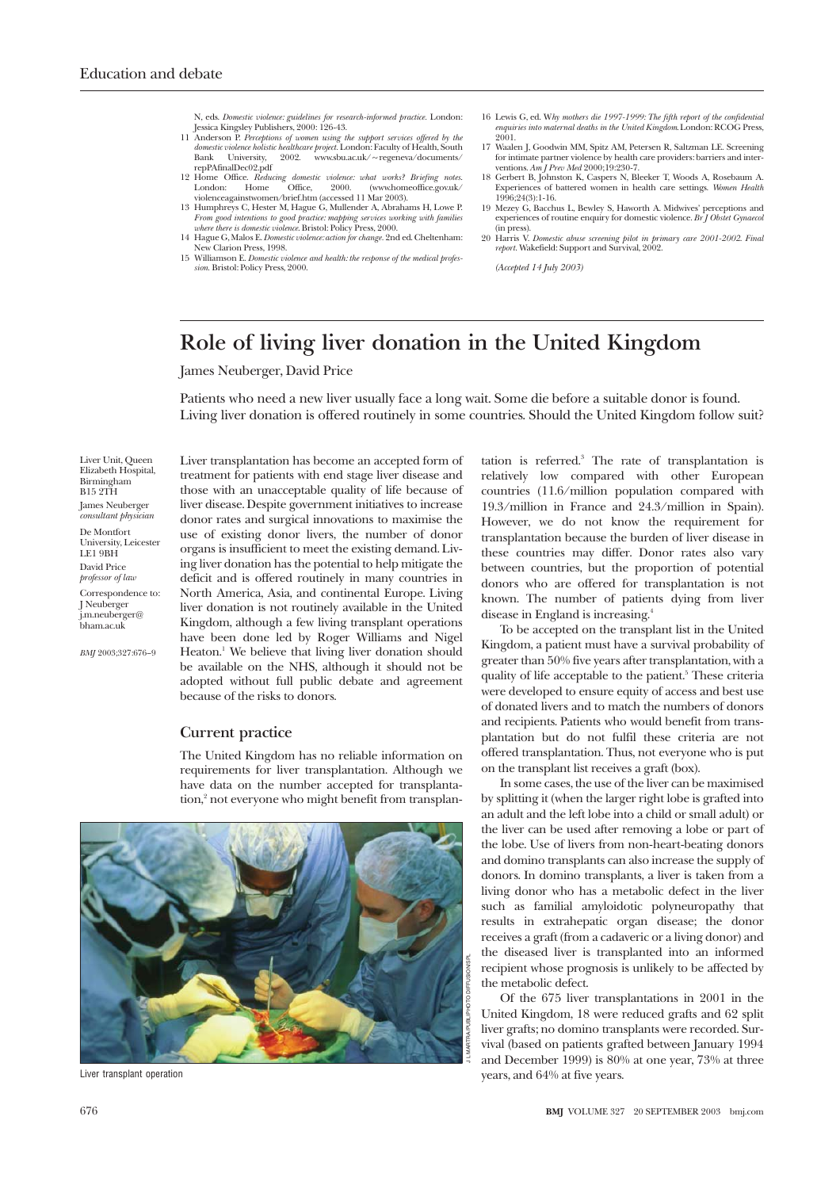N, eds. *Domestic violence: guidelines for research-informed practice.* London: Jessica Kingsley Publishers, 2000: 126-43.

11 Anderson P. *Perceptions of women using the support services offered by the domestic violence holistic healthcare project.* London: Faculty of Health, South Bank University, 2002. www.sbu.ac.uk/~regeneva/documents/repPAfinalDec02.pdf

12 Home Office. *Reducing domestic violence: what works? Briefing notes.* London: Home Office, 2000. (www.homeoffice.gov.uk/violenceagainstwomen/brief.htm (accessed 11 Mar 2003).

13 Humphreys C, Hester M, Hague G, Mullender A, Abrahams H, Lowe P. *From good intentions to good practice: mapping services working with families where there is domestic violence.* Bristol: Policy Press, 2000.

14 Hague G, Malos E. *Domestic violence: action for change.* 2nd ed. Cheltenham: New Clarion Press, 1998.

15 Williamson E. *Domestic violence and health: the response of the medical profession.* Bristol: Policy Press, 2000.

16 Lewis G, ed. *Why mothers die 1997-1999: The fifth report of the confidential enquiries into maternal deaths in the United Kingdom.* London: RCOG Press, 2001.

17 Waalen J, Goodwin MM, Spitz AM, Petersen R, Saltzman LE. Screening for intimate partner violence by health care providers: barriers and interventions. *Am J Prev Med* 2000;19:230-7.

18 Gerbert B, Johnston K, Caspers N, Bleeker T, Woods A, Rosebaum A. Experiences of battered women in health care settings. *Women Health* 1996;24(3):1-16.

19 Mezey G, Bacchus L, Bewley S, Haworth A. Midwives' perceptions and experiences of routine enquiry for domestic violence. *Br J Obstet Gynaecol* (in press).

20 Harris V. *Domestic abuse screening pilot in primary care 2001-2002. Final report.* Wakefield: Support and Survival, 2002.

*(Accepted 14 July 2003)*

# Role of living liver donation in the United Kingdom

James Neuberger, David Price

**Patients who need a new liver usually face a long wait. Some die before a suitable donor is found. Living liver donation is offered routinely in some countries. Should the United Kingdom follow suit?**

Liver Unit, Queen Elizabeth Hospital, Birmingham B15 2TH
James Neuberger *consultant physician*

De Montfort University, Leicester LE1 9BH
David Price *professor of law*

Correspondence to: J Neuberger j.m.neuberger@bham.ac.uk

*BMJ* 2003;327:676–9

Liver transplantation has become an accepted form of treatment for patients with end stage liver disease and those with an unacceptable quality of life because of liver disease. Despite government initiatives to increase donor rates and surgical innovations to maximise the use of existing donor livers, the number of donor organs is insufficient to meet the existing demand. Living liver donation has the potential to help mitigate the deficit and is offered routinely in many countries in North America, Asia, and continental Europe. Living liver donation is not routinely available in the United Kingdom, although a few living transplant operations have been done led by Roger Williams and Nigel Heaton.[1] We believe that living liver donation should be available on the NHS, although it should not be adopted without full public debate and agreement because of the risks to donors.

## Current practice

The United Kingdom has no reliable information on requirements for liver transplantation. Although we have data on the number accepted for transplantation,[2] not everyone who might benefit from transplantation is referred.[3] The rate of transplantation is relatively low compared with other European countries (11.6/million population compared with 19.3/million in France and 24.3/million in Spain). However, we do not know the requirement for transplantation because the burden of liver disease in these countries may differ. Donor rates also vary between countries, but the proportion of potential donors who are offered for transplantation is not known. The number of patients dying from liver disease in England is increasing.[4]

Liver transplant operation

J L MARTRA/PUBLIPHOTO DIFFUSION/SPL

To be accepted on the transplant list in the United Kingdom, a patient must have a survival probability of greater than 50% five years after transplantation, with a quality of life acceptable to the patient.[5] These criteria were developed to ensure equity of access and best use of donated livers and to match the numbers of donors and recipients. Patients who would benefit from transplantation but do not fulfil these criteria are not offered transplantation. Thus, not everyone who is put on the transplant list receives a graft (box).

In some cases, the use of the liver can be maximised by splitting it (when the larger right lobe is grafted into an adult and the left lobe into a child or small adult) or the liver can be used after removing a lobe or part of the lobe. Use of livers from non-heart-beating donors and domino transplants can also increase the supply of donors. In domino transplants, a liver is taken from a living donor who has a metabolic defect in the liver such as familial amyloidotic polyneuropathy that results in extrahepatic organ disease; the donor receives a graft (from a cadaveric or a living donor) and the diseased liver is transplanted into an informed recipient whose prognosis is unlikely to be affected by the metabolic defect.

Of the 675 liver transplantations in 2001 in the United Kingdom, 18 were reduced grafts and 62 split liver grafts; no domino transplants were recorded. Survival (based on patients grafted between January 1994 and December 1999) is 80% at one year, 73% at three years, and 64% at five years.